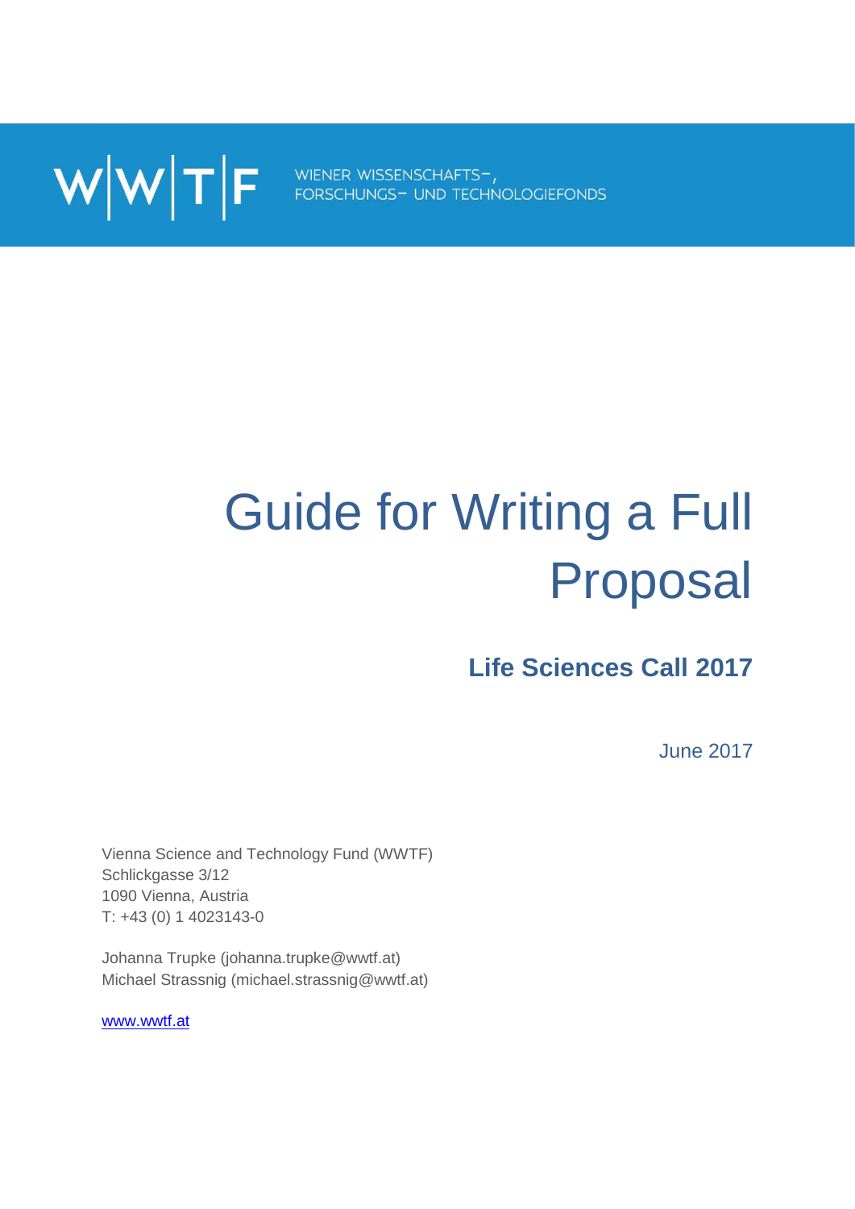W|W|T|F WIENER WISSENSCHAFTS-, FORSCHUNGS- UND TECHNOLOGIEFONDS

# Guide for Writing a Full Proposal

## Life Sciences Call 2017

June 2017

Vienna Science and Technology Fund (WWTF)
Schlickgasse 3/12
1090 Vienna, Austria
T: +43 (0) 1 4023143-0

Johanna Trupke (johanna.trupke@wwtf.at)
Michael Strassnig (michael.strassnig@wwtf.at)

[www.wwtf.at](http://www.wwtf.at)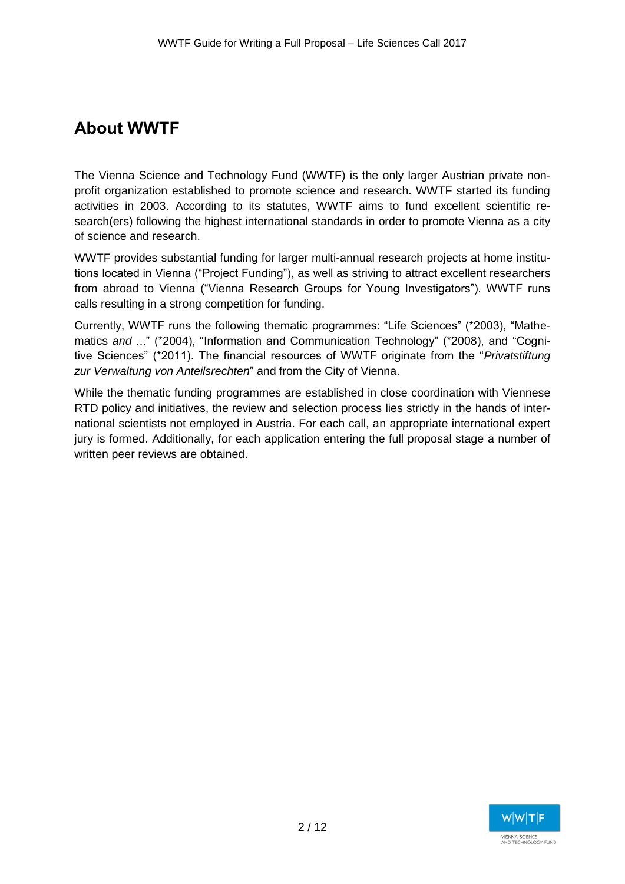## About WWTF

The Vienna Science and Technology Fund (WWTF) is the only larger Austrian private non-profit organization established to promote science and research. WWTF started its funding activities in 2003. According to its statutes, WWTF aims to fund excellent scientific research(ers) following the highest international standards in order to promote Vienna as a city of science and research.

WWTF provides substantial funding for larger multi-annual research projects at home institutions located in Vienna ("Project Funding"), as well as striving to attract excellent researchers from abroad to Vienna ("Vienna Research Groups for Young Investigators"). WWTF runs calls resulting in a strong competition for funding.

Currently, WWTF runs the following thematic programmes: "Life Sciences" (*2003), "Mathematics *and* ..." (*2004), "Information and Communication Technology" (*2008), and "Cognitive Sciences" (*2011). The financial resources of WWTF originate from the "*Privatstiftung zur Verwaltung von Anteilsrechten*" and from the City of Vienna.

While the thematic funding programmes are established in close coordination with Viennese RTD policy and initiatives, the review and selection process lies strictly in the hands of international scientists not employed in Austria. For each call, an appropriate international expert jury is formed. Additionally, for each application entering the full proposal stage a number of written peer reviews are obtained.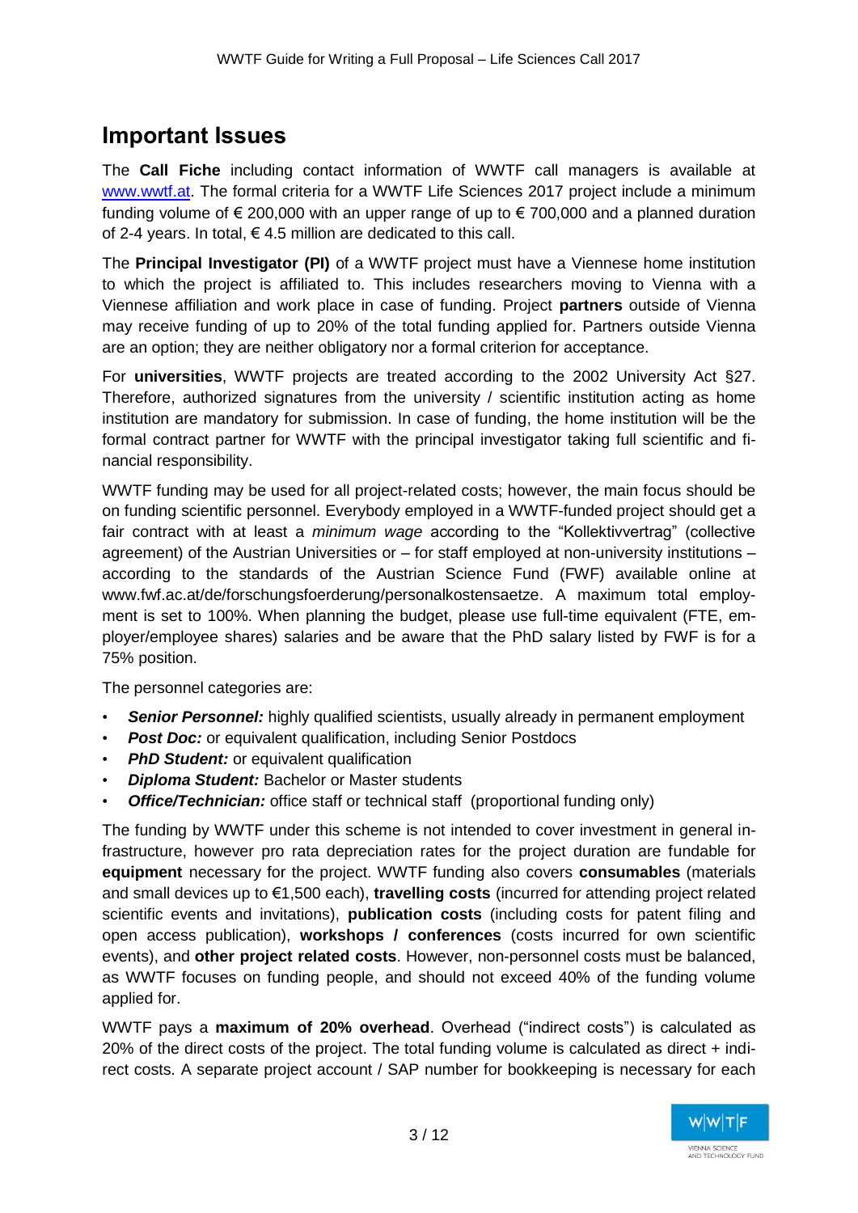# Important Issues

The **Call Fiche** including contact information of WWTF call managers is available at [www.wwtf.at](www.wwtf.at). The formal criteria for a WWTF Life Sciences 2017 project include a minimum funding volume of € 200,000 with an upper range of up to € 700,000 and a planned duration of 2-4 years. In total, € 4.5 million are dedicated to this call.

The **Principal Investigator (PI)** of a WWTF project must have a Viennese home institution to which the project is affiliated to. This includes researchers moving to Vienna with a Viennese affiliation and work place in case of funding. Project **partners** outside of Vienna may receive funding of up to 20% of the total funding applied for. Partners outside Vienna are an option; they are neither obligatory nor a formal criterion for acceptance.

For **universities**, WWTF projects are treated according to the 2002 University Act §27. Therefore, authorized signatures from the university / scientific institution acting as home institution are mandatory for submission. In case of funding, the home institution will be the formal contract partner for WWTF with the principal investigator taking full scientific and financial responsibility.

WWTF funding may be used for all project-related costs; however, the main focus should be on funding scientific personnel. Everybody employed in a WWTF-funded project should get a fair contract with at least a *minimum wage* according to the "Kollektivvertrag" (collective agreement) of the Austrian Universities or – for staff employed at non-university institutions – according to the standards of the Austrian Science Fund (FWF) available online at www.fwf.ac.at/de/forschungsfoerderung/personalkostensaetze. A maximum total employment is set to 100%. When planning the budget, please use full-time equivalent (FTE, employer/employee shares) salaries and be aware that the PhD salary listed by FWF is for a 75% position.

The personnel categories are:

- ***Senior Personnel:*** highly qualified scientists, usually already in permanent employment
- ***Post Doc:*** or equivalent qualification, including Senior Postdocs
- ***PhD Student:*** or equivalent qualification
- ***Diploma Student:*** Bachelor or Master students
- ***Office/Technician:*** office staff or technical staff (proportional funding only)

The funding by WWTF under this scheme is not intended to cover investment in general infrastructure, however pro rata depreciation rates for the project duration are fundable for **equipment** necessary for the project. WWTF funding also covers **consumables** (materials and small devices up to €1,500 each), **travelling costs** (incurred for attending project related scientific events and invitations), **publication costs** (including costs for patent filing and open access publication), **workshops / conferences** (costs incurred for own scientific events), and **other project related costs**. However, non-personnel costs must be balanced, as WWTF focuses on funding people, and should not exceed 40% of the funding volume applied for.

WWTF pays a **maximum of 20% overhead**. Overhead ("indirect costs") is calculated as 20% of the direct costs of the project. The total funding volume is calculated as direct + indirect costs. A separate project account / SAP number for bookkeeping is necessary for each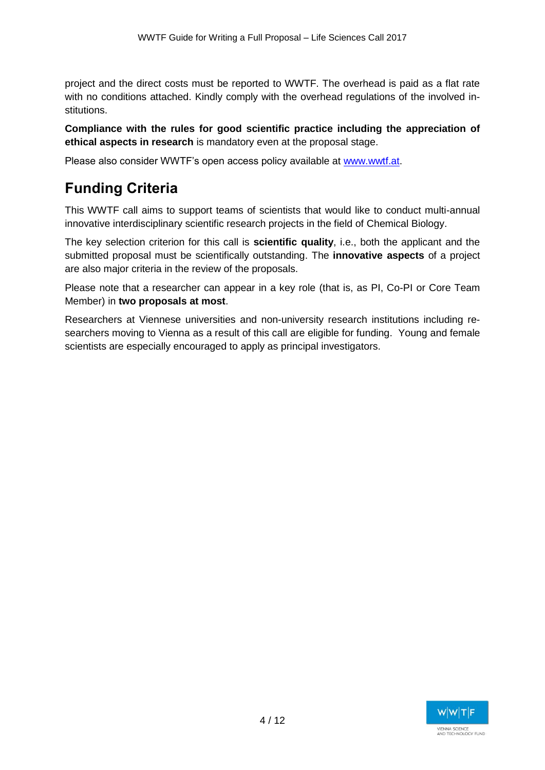project and the direct costs must be reported to WWTF. The overhead is paid as a flat rate with no conditions attached. Kindly comply with the overhead regulations of the involved institutions.

**Compliance with the rules for good scientific practice including the appreciation of ethical aspects in research** is mandatory even at the proposal stage.

Please also consider WWTF's open access policy available at www.wwtf.at.

# Funding Criteria

This WWTF call aims to support teams of scientists that would like to conduct multi-annual innovative interdisciplinary scientific research projects in the field of Chemical Biology.

The key selection criterion for this call is **scientific quality**, i.e., both the applicant and the submitted proposal must be scientifically outstanding. The **innovative aspects** of a project are also major criteria in the review of the proposals.

Please note that a researcher can appear in a key role (that is, as PI, Co-PI or Core Team Member) in **two proposals at most**.

Researchers at Viennese universities and non-university research institutions including researchers moving to Vienna as a result of this call are eligible for funding. Young and female scientists are especially encouraged to apply as principal investigators.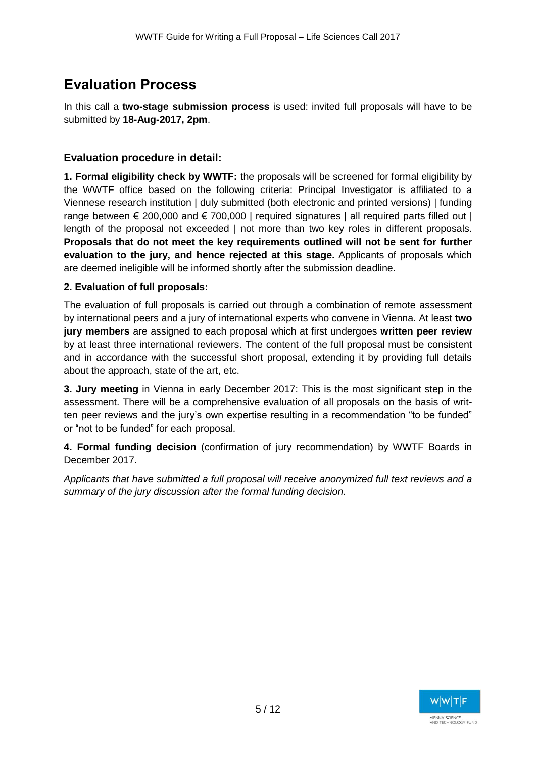# Evaluation Process

In this call a **two-stage submission process** is used: invited full proposals will have to be submitted by **18-Aug-2017, 2pm**.

## Evaluation procedure in detail:

**1. Formal eligibility check by WWTF:** the proposals will be screened for formal eligibility by the WWTF office based on the following criteria: Principal Investigator is affiliated to a Viennese research institution | duly submitted (both electronic and printed versions) | funding range between € 200,000 and € 700,000 | required signatures | all required parts filled out | length of the proposal not exceeded | not more than two key roles in different proposals. **Proposals that do not meet the key requirements outlined will not be sent for further evaluation to the jury, and hence rejected at this stage.** Applicants of proposals which are deemed ineligible will be informed shortly after the submission deadline.

**2. Evaluation of full proposals:**

The evaluation of full proposals is carried out through a combination of remote assessment by international peers and a jury of international experts who convene in Vienna. At least **two jury members** are assigned to each proposal which at first undergoes **written peer review** by at least three international reviewers. The content of the full proposal must be consistent and in accordance with the successful short proposal, extending it by providing full details about the approach, state of the art, etc.

**3. Jury meeting** in Vienna in early December 2017: This is the most significant step in the assessment. There will be a comprehensive evaluation of all proposals on the basis of written peer reviews and the jury's own expertise resulting in a recommendation "to be funded" or "not to be funded" for each proposal.

**4. Formal funding decision** (confirmation of jury recommendation) by WWTF Boards in December 2017.

*Applicants that have submitted a full proposal will receive anonymized full text reviews and a summary of the jury discussion after the formal funding decision.*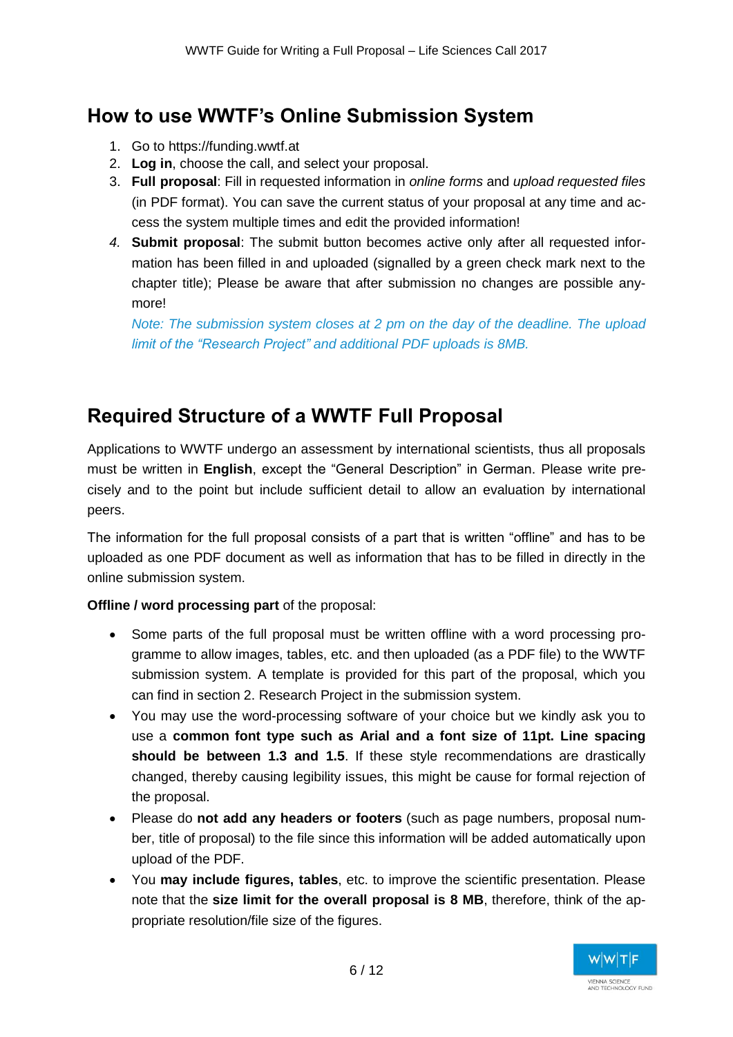## How to use WWTF's Online Submission System

1. Go to https://funding.wwtf.at
2. **Log in**, choose the call, and select your proposal.
3. **Full proposal**: Fill in requested information in *online forms* and *upload requested files* (in PDF format). You can save the current status of your proposal at any time and access the system multiple times and edit the provided information!
4. **Submit proposal**: The submit button becomes active only after all requested information has been filled in and uploaded (signalled by a green check mark next to the chapter title); Please be aware that after submission no changes are possible anymore!

   *Note: The submission system closes at 2 pm on the day of the deadline. The upload limit of the "Research Project" and additional PDF uploads is 8MB.*

## Required Structure of a WWTF Full Proposal

Applications to WWTF undergo an assessment by international scientists, thus all proposals must be written in **English**, except the "General Description" in German. Please write precisely and to the point but include sufficient detail to allow an evaluation by international peers.

The information for the full proposal consists of a part that is written "offline" and has to be uploaded as one PDF document as well as information that has to be filled in directly in the online submission system.

**Offline / word processing part** of the proposal:

- Some parts of the full proposal must be written offline with a word processing programme to allow images, tables, etc. and then uploaded (as a PDF file) to the WWTF submission system. A template is provided for this part of the proposal, which you can find in section 2. Research Project in the submission system.
- You may use the word-processing software of your choice but we kindly ask you to use a **common font type such as Arial and a font size of 11pt. Line spacing should be between 1.3 and 1.5**. If these style recommendations are drastically changed, thereby causing legibility issues, this might be cause for formal rejection of the proposal.
- Please do **not add any headers or footers** (such as page numbers, proposal number, title of proposal) to the file since this information will be added automatically upon upload of the PDF.
- You **may include figures, tables**, etc. to improve the scientific presentation. Please note that the **size limit for the overall proposal is 8 MB**, therefore, think of the appropriate resolution/file size of the figures.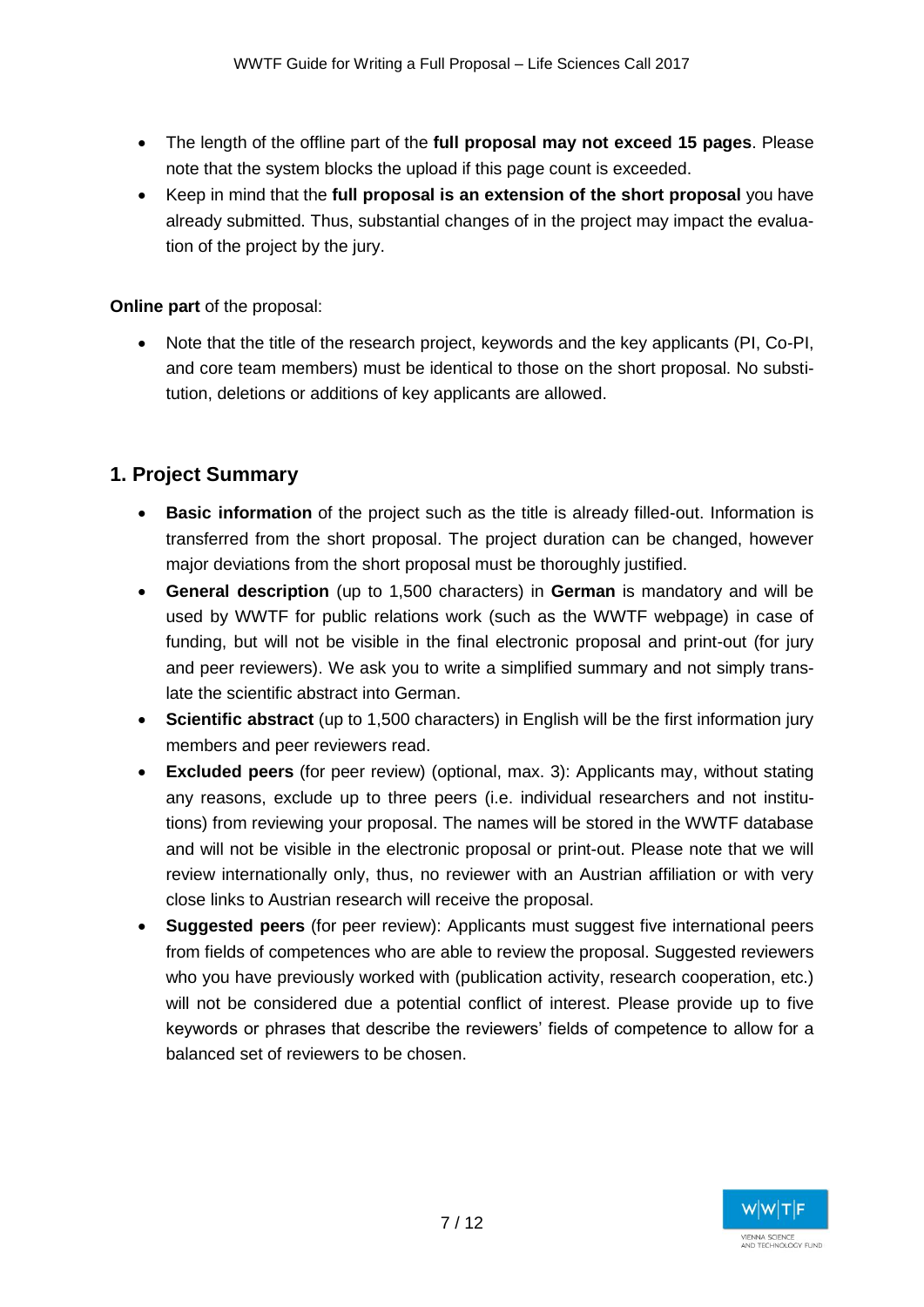- The length of the offline part of the **full proposal may not exceed 15 pages**. Please note that the system blocks the upload if this page count is exceeded.
- Keep in mind that the **full proposal is an extension of the short proposal** you have already submitted. Thus, substantial changes of in the project may impact the evaluation of the project by the jury.

**Online part** of the proposal:

- Note that the title of the research project, keywords and the key applicants (PI, Co-PI, and core team members) must be identical to those on the short proposal. No substitution, deletions or additions of key applicants are allowed.

## 1. Project Summary

- **Basic information** of the project such as the title is already filled-out. Information is transferred from the short proposal. The project duration can be changed, however major deviations from the short proposal must be thoroughly justified.
- **General description** (up to 1,500 characters) in **German** is mandatory and will be used by WWTF for public relations work (such as the WWTF webpage) in case of funding, but will not be visible in the final electronic proposal and print-out (for jury and peer reviewers). We ask you to write a simplified summary and not simply translate the scientific abstract into German.
- **Scientific abstract** (up to 1,500 characters) in English will be the first information jury members and peer reviewers read.
- **Excluded peers** (for peer review) (optional, max. 3): Applicants may, without stating any reasons, exclude up to three peers (i.e. individual researchers and not institutions) from reviewing your proposal. The names will be stored in the WWTF database and will not be visible in the electronic proposal or print-out. Please note that we will review internationally only, thus, no reviewer with an Austrian affiliation or with very close links to Austrian research will receive the proposal.
- **Suggested peers** (for peer review): Applicants must suggest five international peers from fields of competences who are able to review the proposal. Suggested reviewers who you have previously worked with (publication activity, research cooperation, etc.) will not be considered due a potential conflict of interest. Please provide up to five keywords or phrases that describe the reviewers' fields of competence to allow for a balanced set of reviewers to be chosen.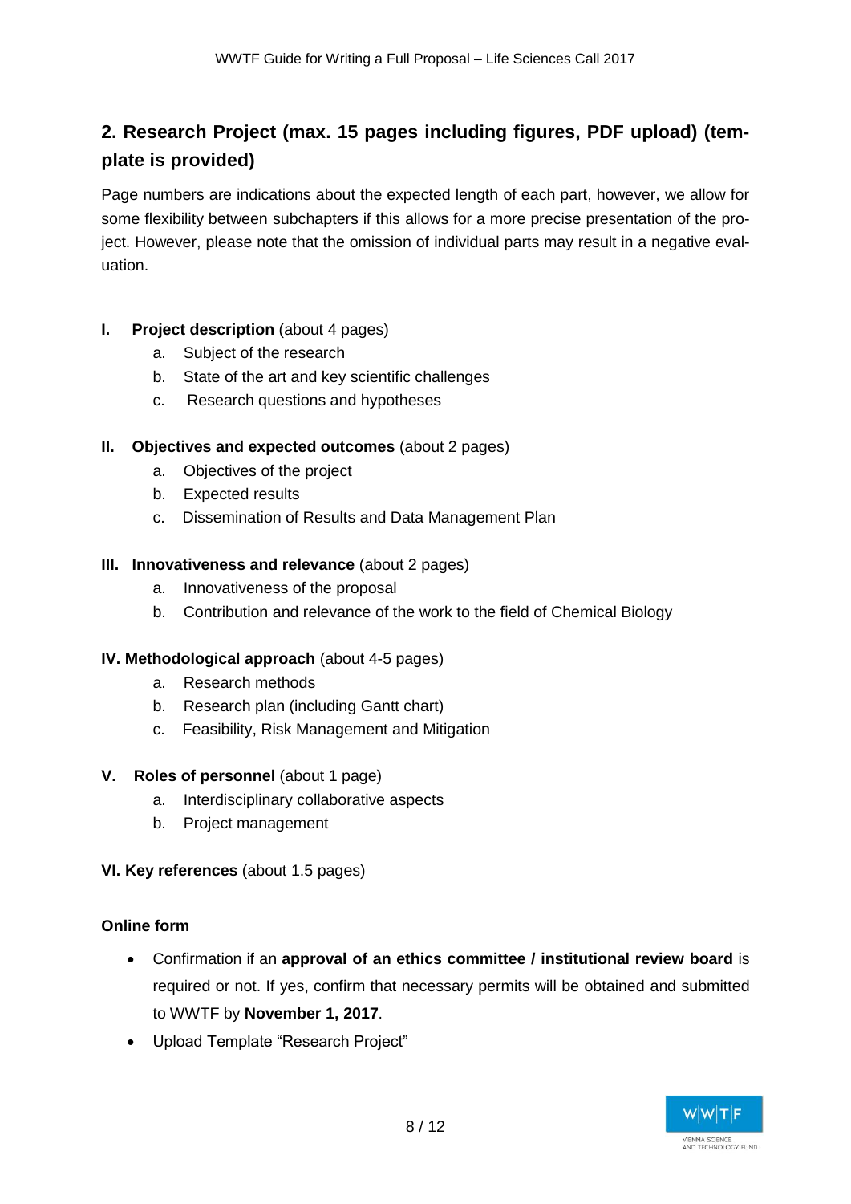## 2. Research Project (max. 15 pages including figures, PDF upload) (template is provided)

Page numbers are indications about the expected length of each part, however, we allow for some flexibility between subchapters if this allows for a more precise presentation of the project. However, please note that the omission of individual parts may result in a negative evaluation.

**I. Project description** (about 4 pages)

a. Subject of the research
b. State of the art and key scientific challenges
c. Research questions and hypotheses

**II. Objectives and expected outcomes** (about 2 pages)

a. Objectives of the project
b. Expected results
c. Dissemination of Results and Data Management Plan

**III. Innovativeness and relevance** (about 2 pages)

a. Innovativeness of the proposal
b. Contribution and relevance of the work to the field of Chemical Biology

**IV. Methodological approach** (about 4-5 pages)

a. Research methods
b. Research plan (including Gantt chart)
c. Feasibility, Risk Management and Mitigation

**V. Roles of personnel** (about 1 page)

a. Interdisciplinary collaborative aspects
b. Project management

**VI. Key references** (about 1.5 pages)

**Online form**

- Confirmation if an **approval of an ethics committee / institutional review board** is required or not. If yes, confirm that necessary permits will be obtained and submitted to WWTF by **November 1, 2017**.
- Upload Template "Research Project"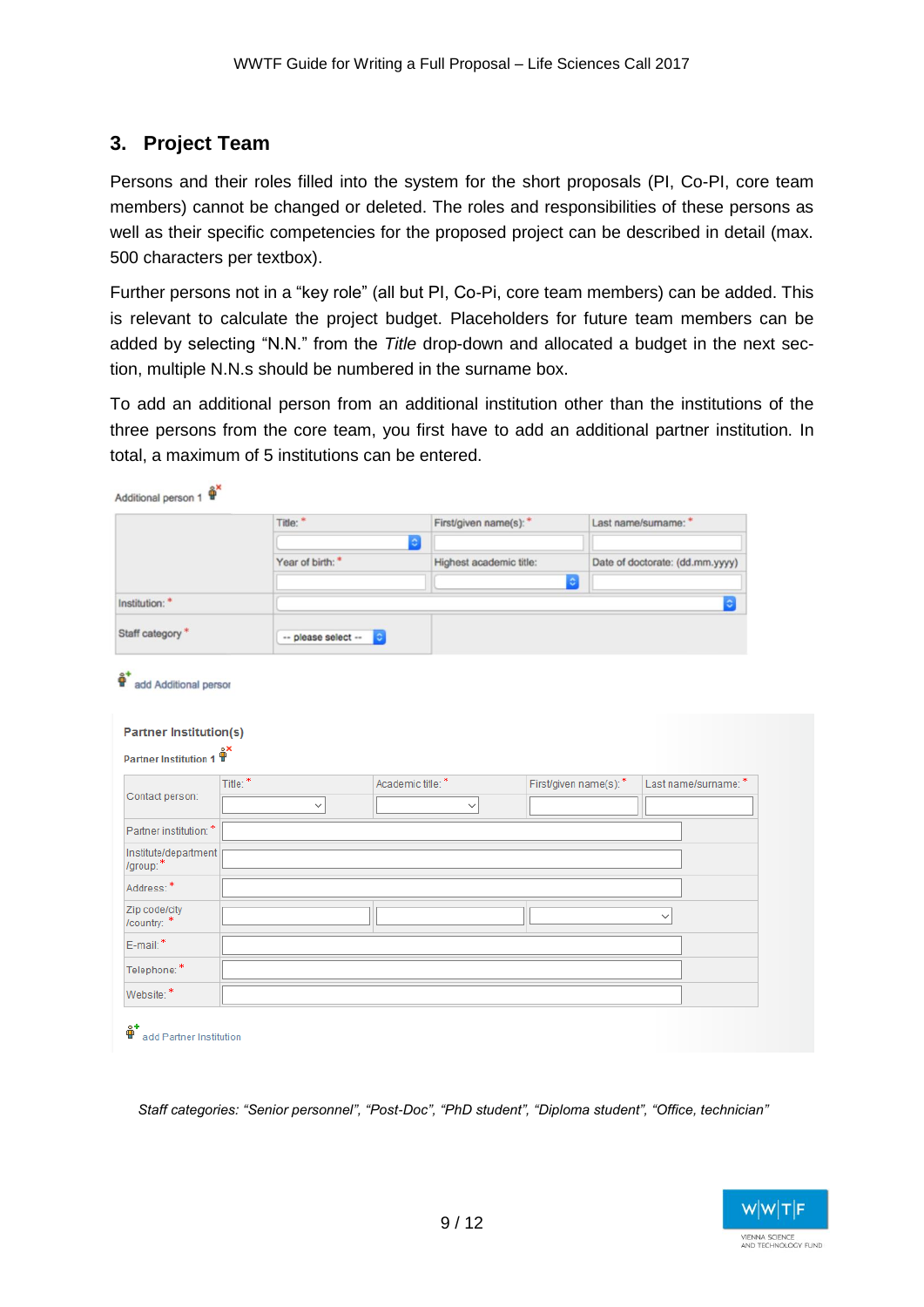## 3. Project Team

Persons and their roles filled into the system for the short proposals (PI, Co-PI, core team members) cannot be changed or deleted. The roles and responsibilities of these persons as well as their specific competencies for the proposed project can be described in detail (max. 500 characters per textbox).

Further persons not in a “key role” (all but PI, Co-Pi, core team members) can be added. This is relevant to calculate the project budget. Placeholders for future team members can be added by selecting “N.N.” from the *Title* drop-down and allocated a budget in the next section, multiple N.N.s should be numbered in the surname box.

To add an additional person from an additional institution other than the institutions of the three persons from the core team, you first have to add an additional partner institution. In total, a maximum of 5 institutions can be entered.

Additional person 1

| | | | |
|---|---|---|---|
| | Title: * | First/given name(s): * | Last name/surname: * |
| | Year of birth: * | Highest academic title: | Date of doctorate: (dd.mm.yyyy) |
| Institution: * | | | |
| Staff category * | -- please select -- | | |

add Additional person

**Partner Institution(s)**

Partner Institution 1

| | | | | |
|---|---|---|---|---|
| Contact person: | Title: * | Academic title: * | First/given name(s): * | Last name/surname: * |
| Partner institution: * | | | | |
| Institute/department /group: * | | | | |
| Address: * | | | | |
| Zip code/city /country: * | | | | |
| E-mail: * | | | | |
| Telephone: * | | | | |
| Website: * | | | | |

add Partner Institution

*Staff categories: “Senior personnel”, “Post-Doc”, “PhD student”, “Diploma student”, “Office, technician”*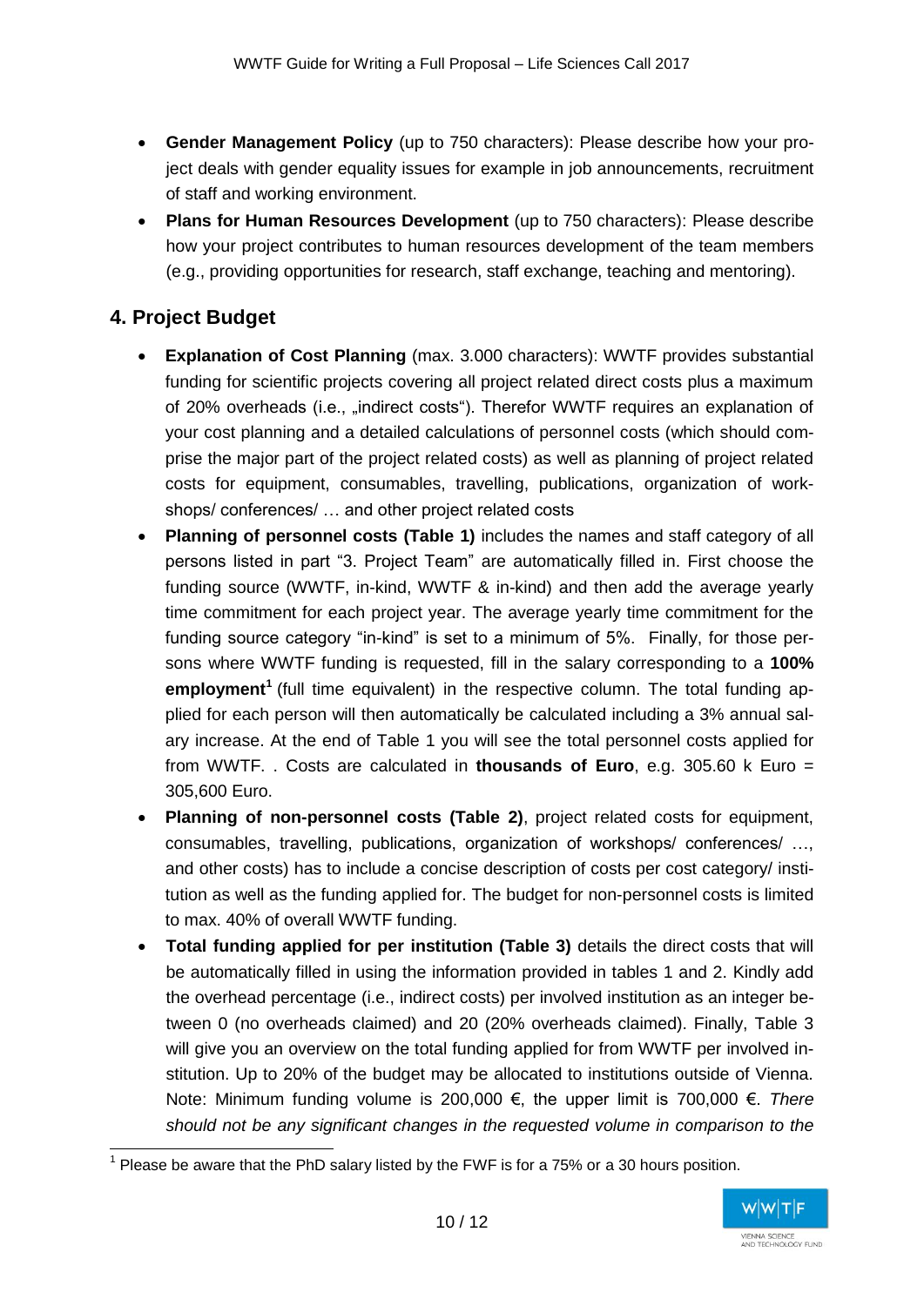- **Gender Management Policy** (up to 750 characters): Please describe how your project deals with gender equality issues for example in job announcements, recruitment of staff and working environment.
- **Plans for Human Resources Development** (up to 750 characters): Please describe how your project contributes to human resources development of the team members (e.g., providing opportunities for research, staff exchange, teaching and mentoring).

## 4. Project Budget

- **Explanation of Cost Planning** (max. 3.000 characters): WWTF provides substantial funding for scientific projects covering all project related direct costs plus a maximum of 20% overheads (i.e., „indirect costs“). Therefor WWTF requires an explanation of your cost planning and a detailed calculations of personnel costs (which should comprise the major part of the project related costs) as well as planning of project related costs for equipment, consumables, travelling, publications, organization of workshops/ conferences/ … and other project related costs
- **Planning of personnel costs (Table 1)** includes the names and staff category of all persons listed in part "3. Project Team" are automatically filled in. First choose the funding source (WWTF, in-kind, WWTF & in-kind) and then add the average yearly time commitment for each project year. The average yearly time commitment for the funding source category "in-kind" is set to a minimum of 5%. Finally, for those persons where WWTF funding is requested, fill in the salary corresponding to a **100% employment**[1] (full time equivalent) in the respective column. The total funding applied for each person will then automatically be calculated including a 3% annual salary increase. At the end of Table 1 you will see the total personnel costs applied for from WWTF. . Costs are calculated in **thousands of Euro**, e.g. 305.60 k Euro = 305,600 Euro.
- **Planning of non-personnel costs (Table 2)**, project related costs for equipment, consumables, travelling, publications, organization of workshops/ conferences/ …, and other costs) has to include a concise description of costs per cost category/ institution as well as the funding applied for. The budget for non-personnel costs is limited to max. 40% of overall WWTF funding.
- **Total funding applied for per institution (Table 3)** details the direct costs that will be automatically filled in using the information provided in tables 1 and 2. Kindly add the overhead percentage (i.e., indirect costs) per involved institution as an integer between 0 (no overheads claimed) and 20 (20% overheads claimed). Finally, Table 3 will give you an overview on the total funding applied for from WWTF per involved institution. Up to 20% of the budget may be allocated to institutions outside of Vienna. Note: Minimum funding volume is 200,000 €, the upper limit is 700,000 €. *There should not be any significant changes in the requested volume in comparison to the*

[1] Please be aware that the PhD salary listed by the FWF is for a 75% or a 30 hours position.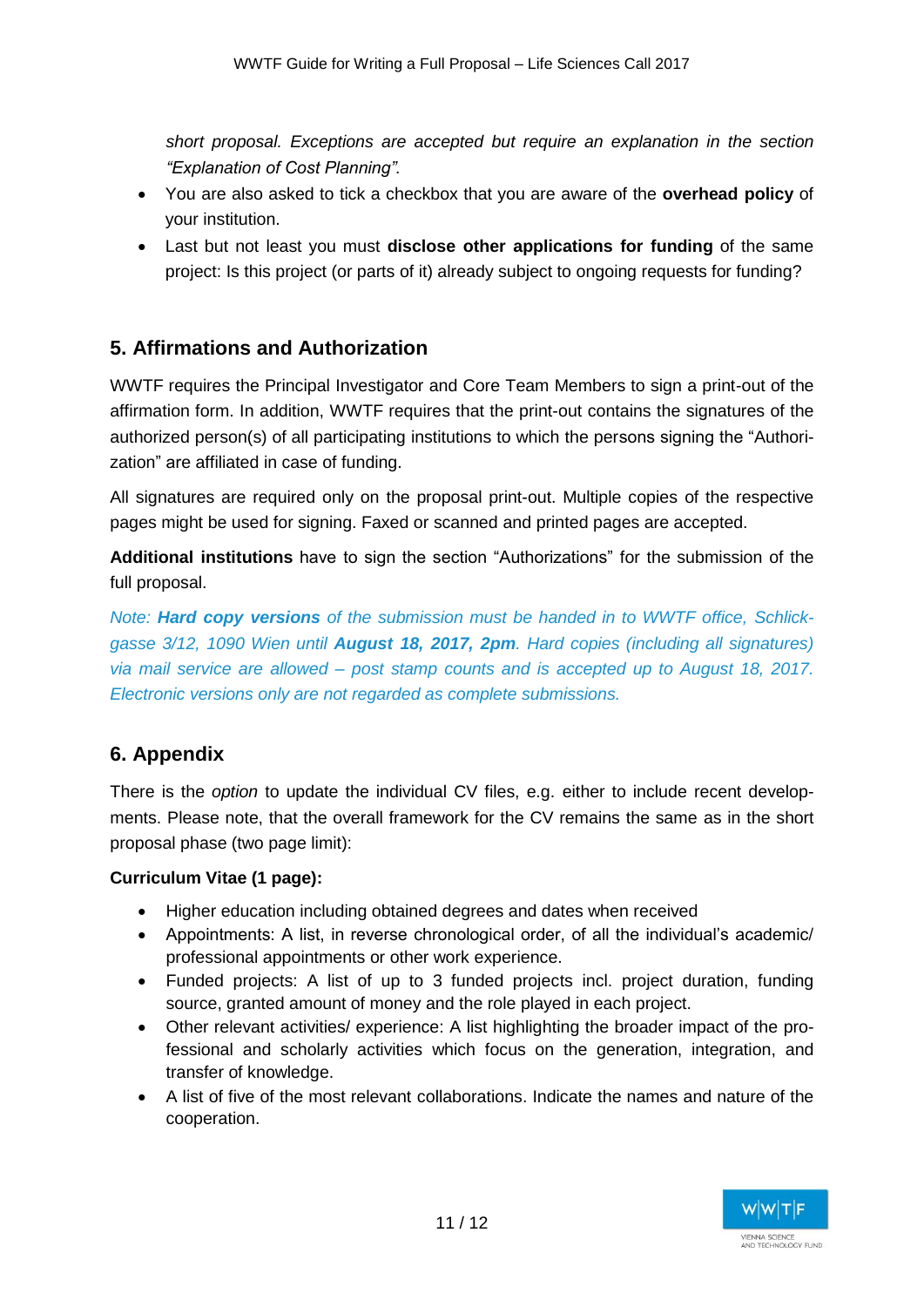*short proposal. Exceptions are accepted but require an explanation in the section "Explanation of Cost Planning".*

- You are also asked to tick a checkbox that you are aware of the **overhead policy** of your institution.
- Last but not least you must **disclose other applications for funding** of the same project: Is this project (or parts of it) already subject to ongoing requests for funding?

## 5. Affirmations and Authorization

WWTF requires the Principal Investigator and Core Team Members to sign a print-out of the affirmation form. In addition, WWTF requires that the print-out contains the signatures of the authorized person(s) of all participating institutions to which the persons signing the "Authorization" are affiliated in case of funding.

All signatures are required only on the proposal print-out. Multiple copies of the respective pages might be used for signing. Faxed or scanned and printed pages are accepted.

**Additional institutions** have to sign the section "Authorizations" for the submission of the full proposal.

*Note: **Hard copy versions** of the submission must be handed in to WWTF office, Schlickgasse 3/12, 1090 Wien until **August 18, 2017, 2pm**. Hard copies (including all signatures) via mail service are allowed – post stamp counts and is accepted up to August 18, 2017. Electronic versions only are not regarded as complete submissions.*

## 6. Appendix

There is the *option* to update the individual CV files, e.g. either to include recent developments. Please note, that the overall framework for the CV remains the same as in the short proposal phase (two page limit):

**Curriculum Vitae (1 page):**

- Higher education including obtained degrees and dates when received
- Appointments: A list, in reverse chronological order, of all the individual's academic/ professional appointments or other work experience.
- Funded projects: A list of up to 3 funded projects incl. project duration, funding source, granted amount of money and the role played in each project.
- Other relevant activities/ experience: A list highlighting the broader impact of the professional and scholarly activities which focus on the generation, integration, and transfer of knowledge.
- A list of five of the most relevant collaborations. Indicate the names and nature of the cooperation.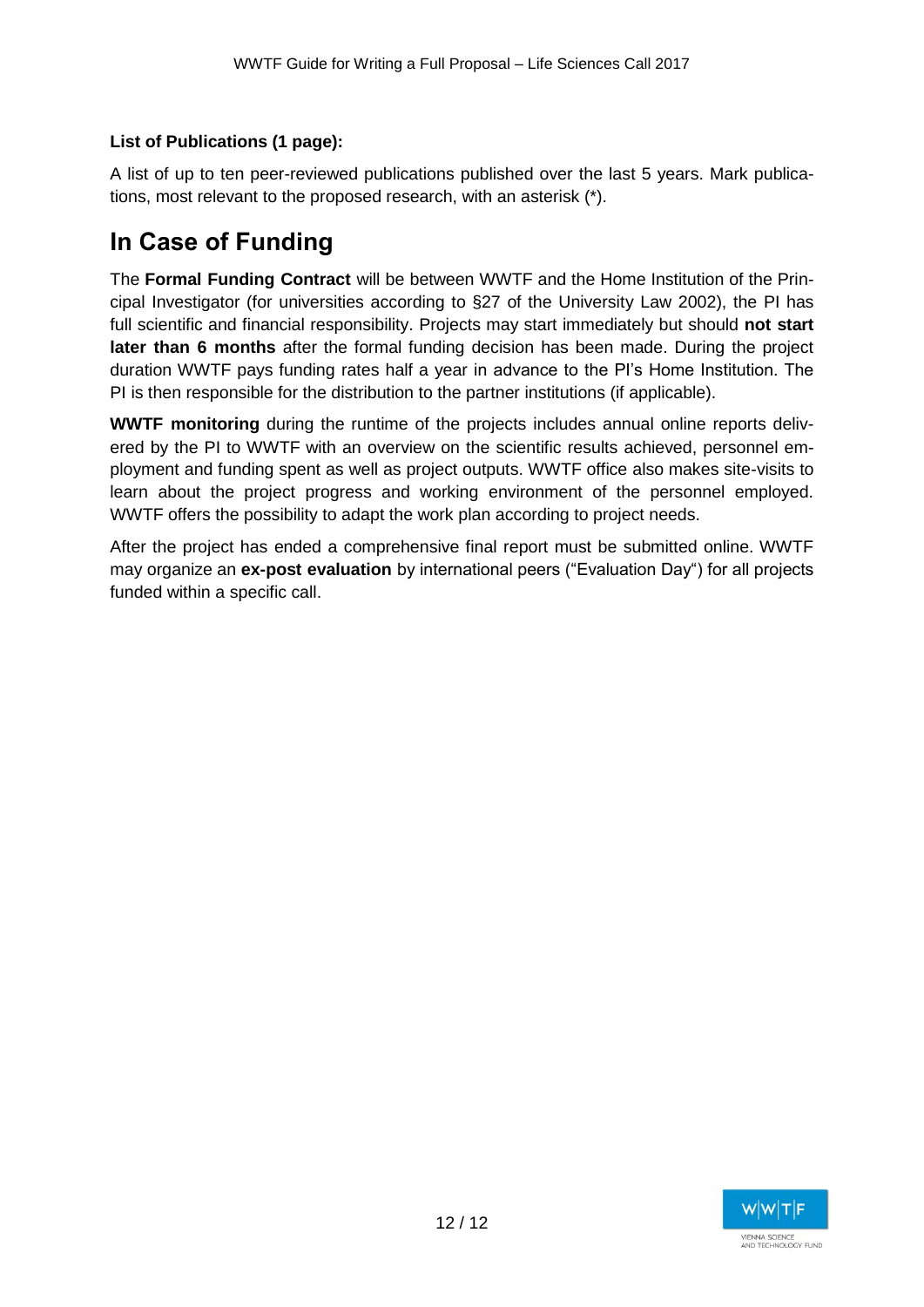**List of Publications (1 page):**

A list of up to ten peer-reviewed publications published over the last 5 years. Mark publications, most relevant to the proposed research, with an asterisk (*).

# In Case of Funding

The **Formal Funding Contract** will be between WWTF and the Home Institution of the Principal Investigator (for universities according to §27 of the University Law 2002), the PI has full scientific and financial responsibility. Projects may start immediately but should **not start later than 6 months** after the formal funding decision has been made. During the project duration WWTF pays funding rates half a year in advance to the PI's Home Institution. The PI is then responsible for the distribution to the partner institutions (if applicable).

**WWTF monitoring** during the runtime of the projects includes annual online reports delivered by the PI to WWTF with an overview on the scientific results achieved, personnel employment and funding spent as well as project outputs. WWTF office also makes site-visits to learn about the project progress and working environment of the personnel employed. WWTF offers the possibility to adapt the work plan according to project needs.

After the project has ended a comprehensive final report must be submitted online. WWTF may organize an **ex-post evaluation** by international peers ("Evaluation Day") for all projects funded within a specific call.